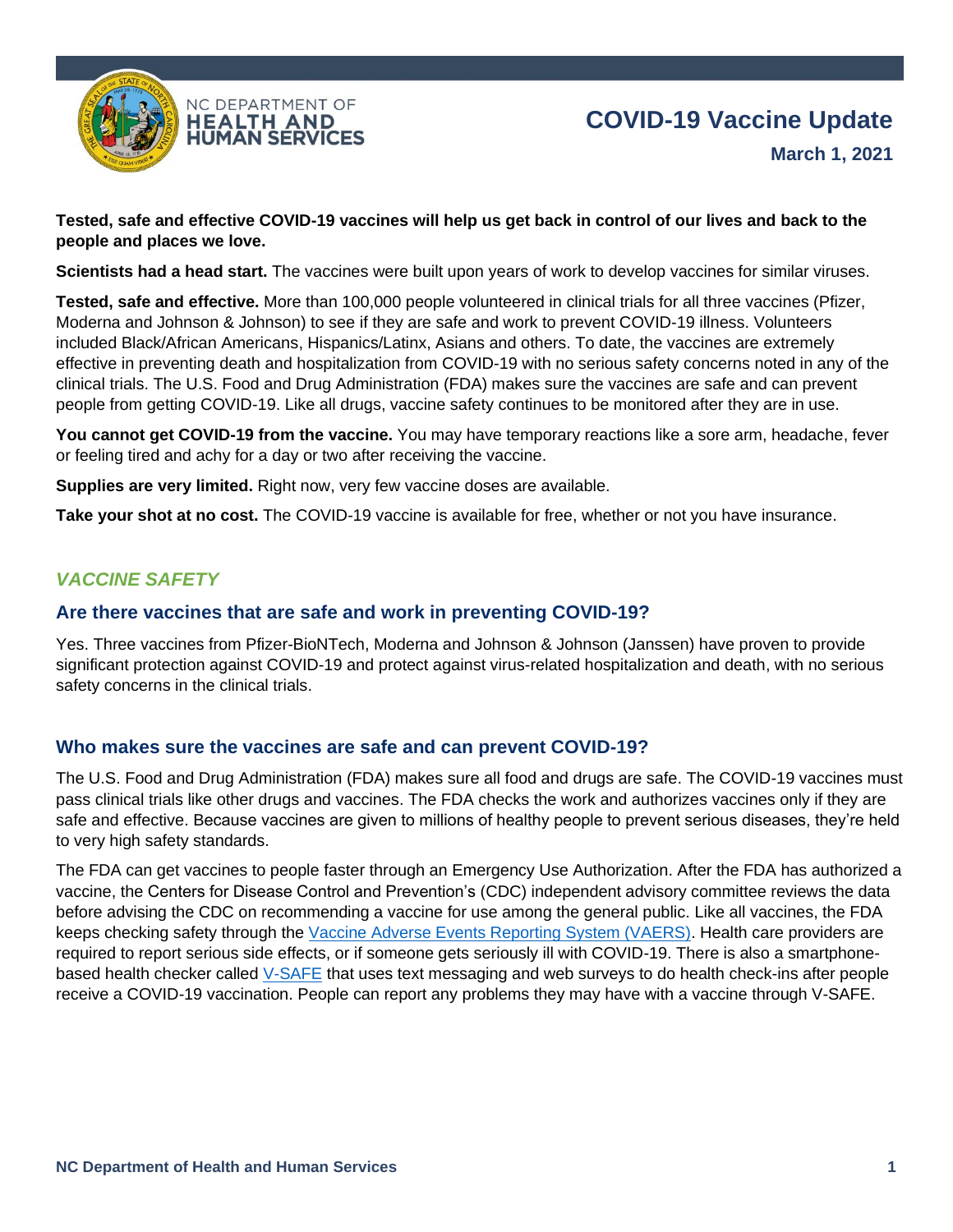NC DEPARTMENT OF HEALTH AND HUMAN SERVICES

# COVID-19 Vaccine Update

**March 1, 2021**

**Tested, safe and effective COVID-19 vaccines will help us get back in control of our lives and back to the people and places we love.**

**Scientists had a head start.** The vaccines were built upon years of work to develop vaccines for similar viruses.

**Tested, safe and effective.** More than 100,000 people volunteered in clinical trials for all three vaccines (Pfizer, Moderna and Johnson & Johnson) to see if they are safe and work to prevent COVID-19 illness. Volunteers included Black/African Americans, Hispanics/Latinx, Asians and others. To date, the vaccines are extremely effective in preventing death and hospitalization from COVID-19 with no serious safety concerns noted in any of the clinical trials. The U.S. Food and Drug Administration (FDA) makes sure the vaccines are safe and can prevent people from getting COVID-19. Like all drugs, vaccine safety continues to be monitored after they are in use.

**You cannot get COVID-19 from the vaccine.** You may have temporary reactions like a sore arm, headache, fever or feeling tired and achy for a day or two after receiving the vaccine.

**Supplies are very limited.** Right now, very few vaccine doses are available.

**Take your shot at no cost.** The COVID-19 vaccine is available for free, whether or not you have insurance.

## *VACCINE SAFETY*

### Are there vaccines that are safe and work in preventing COVID-19?

Yes. Three vaccines from Pfizer-BioNTech, Moderna and Johnson & Johnson (Janssen) have proven to provide significant protection against COVID-19 and protect against virus-related hospitalization and death, with no serious safety concerns in the clinical trials.

### Who makes sure the vaccines are safe and can prevent COVID-19?

The U.S. Food and Drug Administration (FDA) makes sure all food and drugs are safe. The COVID-19 vaccines must pass clinical trials like other drugs and vaccines. The FDA checks the work and authorizes vaccines only if they are safe and effective. Because vaccines are given to millions of healthy people to prevent serious diseases, they're held to very high safety standards.

The FDA can get vaccines to people faster through an Emergency Use Authorization. After the FDA has authorized a vaccine, the Centers for Disease Control and Prevention's (CDC) independent advisory committee reviews the data before advising the CDC on recommending a vaccine for use among the general public. Like all vaccines, the FDA keeps checking safety through the Vaccine Adverse Events Reporting System (VAERS). Health care providers are required to report serious side effects, or if someone gets seriously ill with COVID-19. There is also a smartphone-based health checker called V-SAFE that uses text messaging and web surveys to do health check-ins after people receive a COVID-19 vaccination. People can report any problems they may have with a vaccine through V-SAFE.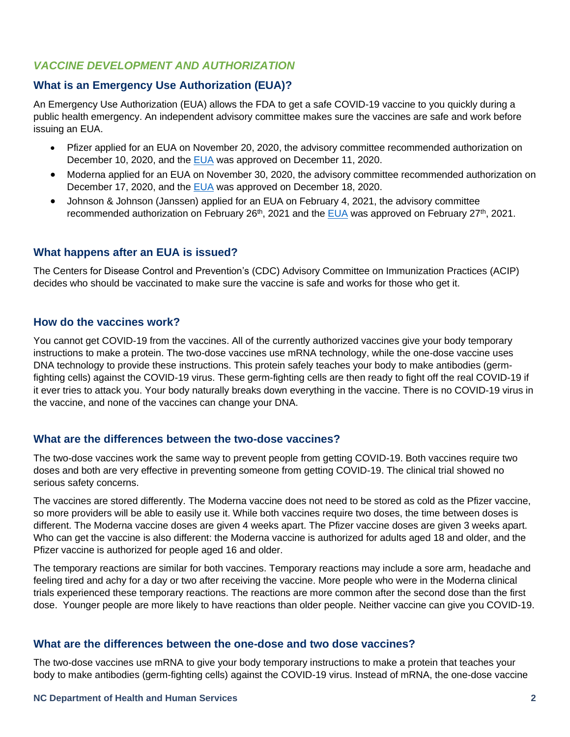## *VACCINE DEVELOPMENT AND AUTHORIZATION*

### What is an Emergency Use Authorization (EUA)?

An Emergency Use Authorization (EUA) allows the FDA to get a safe COVID-19 vaccine to you quickly during a public health emergency. An independent advisory committee makes sure the vaccines are safe and work before issuing an EUA.

- Pfizer applied for an EUA on November 20, 2020, the advisory committee recommended authorization on December 10, 2020, and the EUA was approved on December 11, 2020.
- Moderna applied for an EUA on November 30, 2020, the advisory committee recommended authorization on December 17, 2020, and the EUA was approved on December 18, 2020.
- Johnson & Johnson (Janssen) applied for an EUA on February 4, 2021, the advisory committee recommended authorization on February 26th, 2021 and the EUA was approved on February 27th, 2021.

### What happens after an EUA is issued?

The Centers for Disease Control and Prevention's (CDC) Advisory Committee on Immunization Practices (ACIP) decides who should be vaccinated to make sure the vaccine is safe and works for those who get it.

### How do the vaccines work?

You cannot get COVID-19 from the vaccines. All of the currently authorized vaccines give your body temporary instructions to make a protein. The two-dose vaccines use mRNA technology, while the one-dose vaccine uses DNA technology to provide these instructions. This protein safely teaches your body to make antibodies (germ-fighting cells) against the COVID-19 virus. These germ-fighting cells are then ready to fight off the real COVID-19 if it ever tries to attack you. Your body naturally breaks down everything in the vaccine. There is no COVID-19 virus in the vaccine, and none of the vaccines can change your DNA.

### What are the differences between the two-dose vaccines?

The two-dose vaccines work the same way to prevent people from getting COVID-19. Both vaccines require two doses and both are very effective in preventing someone from getting COVID-19. The clinical trial showed no serious safety concerns.

The vaccines are stored differently. The Moderna vaccine does not need to be stored as cold as the Pfizer vaccine, so more providers will be able to easily use it. While both vaccines require two doses, the time between doses is different. The Moderna vaccine doses are given 4 weeks apart. The Pfizer vaccine doses are given 3 weeks apart. Who can get the vaccine is also different: the Moderna vaccine is authorized for adults aged 18 and older, and the Pfizer vaccine is authorized for people aged 16 and older.

The temporary reactions are similar for both vaccines. Temporary reactions may include a sore arm, headache and feeling tired and achy for a day or two after receiving the vaccine. More people who were in the Moderna clinical trials experienced these temporary reactions. The reactions are more common after the second dose than the first dose. Younger people are more likely to have reactions than older people. Neither vaccine can give you COVID-19.

### What are the differences between the one-dose and two dose vaccines?

The two-dose vaccines use mRNA to give your body temporary instructions to make a protein that teaches your body to make antibodies (germ-fighting cells) against the COVID-19 virus. Instead of mRNA, the one-dose vaccine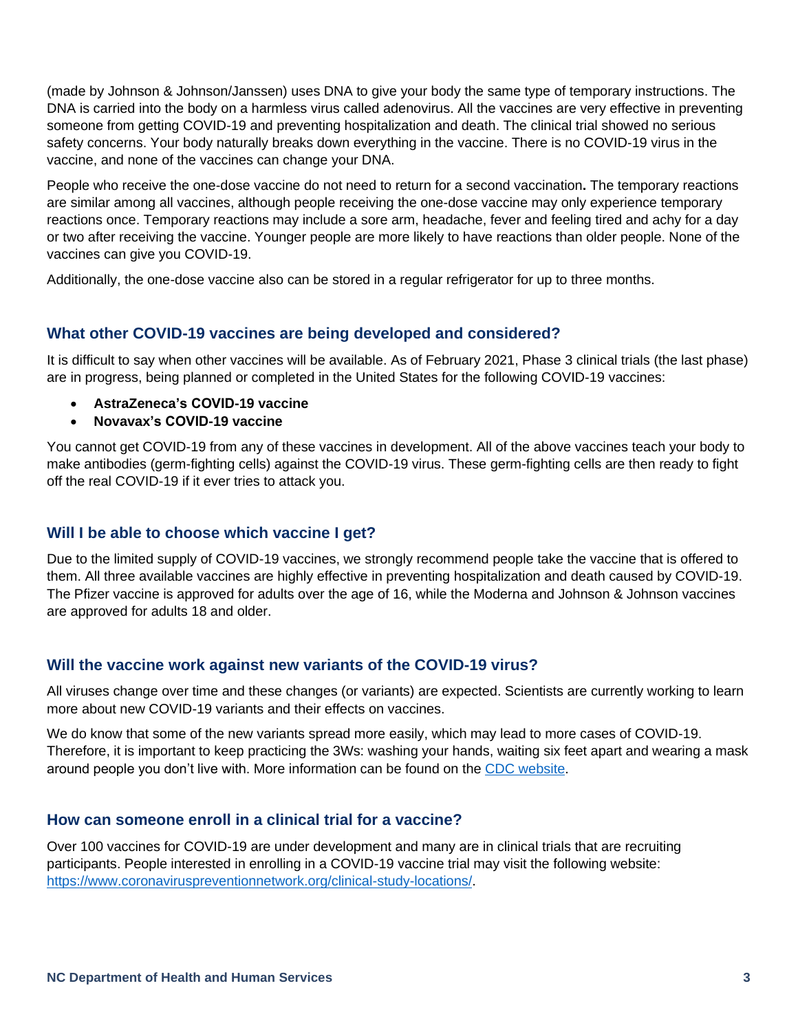(made by Johnson & Johnson/Janssen) uses DNA to give your body the same type of temporary instructions. The DNA is carried into the body on a harmless virus called adenovirus. All the vaccines are very effective in preventing someone from getting COVID-19 and preventing hospitalization and death. The clinical trial showed no serious safety concerns. Your body naturally breaks down everything in the vaccine. There is no COVID-19 virus in the vaccine, and none of the vaccines can change your DNA.

People who receive the one-dose vaccine do not need to return for a second vaccination**.** The temporary reactions are similar among all vaccines, although people receiving the one-dose vaccine may only experience temporary reactions once. Temporary reactions may include a sore arm, headache, fever and feeling tired and achy for a day or two after receiving the vaccine. Younger people are more likely to have reactions than older people. None of the vaccines can give you COVID-19.

Additionally, the one-dose vaccine also can be stored in a regular refrigerator for up to three months.

## What other COVID-19 vaccines are being developed and considered?

It is difficult to say when other vaccines will be available. As of February 2021, Phase 3 clinical trials (the last phase) are in progress, being planned or completed in the United States for the following COVID-19 vaccines:

- **AstraZeneca's COVID-19 vaccine**
- **Novavax's COVID-19 vaccine**

You cannot get COVID-19 from any of these vaccines in development. All of the above vaccines teach your body to make antibodies (germ-fighting cells) against the COVID-19 virus. These germ-fighting cells are then ready to fight off the real COVID-19 if it ever tries to attack you.

## Will I be able to choose which vaccine I get?

Due to the limited supply of COVID-19 vaccines, we strongly recommend people take the vaccine that is offered to them. All three available vaccines are highly effective in preventing hospitalization and death caused by COVID-19. The Pfizer vaccine is approved for adults over the age of 16, while the Moderna and Johnson & Johnson vaccines are approved for adults 18 and older.

## Will the vaccine work against new variants of the COVID-19 virus?

All viruses change over time and these changes (or variants) are expected. Scientists are currently working to learn more about new COVID-19 variants and their effects on vaccines.

We do know that some of the new variants spread more easily, which may lead to more cases of COVID-19. Therefore, it is important to keep practicing the 3Ws: washing your hands, waiting six feet apart and wearing a mask around people you don't live with. More information can be found on the CDC website.

## How can someone enroll in a clinical trial for a vaccine?

Over 100 vaccines for COVID-19 are under development and many are in clinical trials that are recruiting participants. People interested in enrolling in a COVID-19 vaccine trial may visit the following website: https://www.coronaviruspreventionnetwork.org/clinical-study-locations/.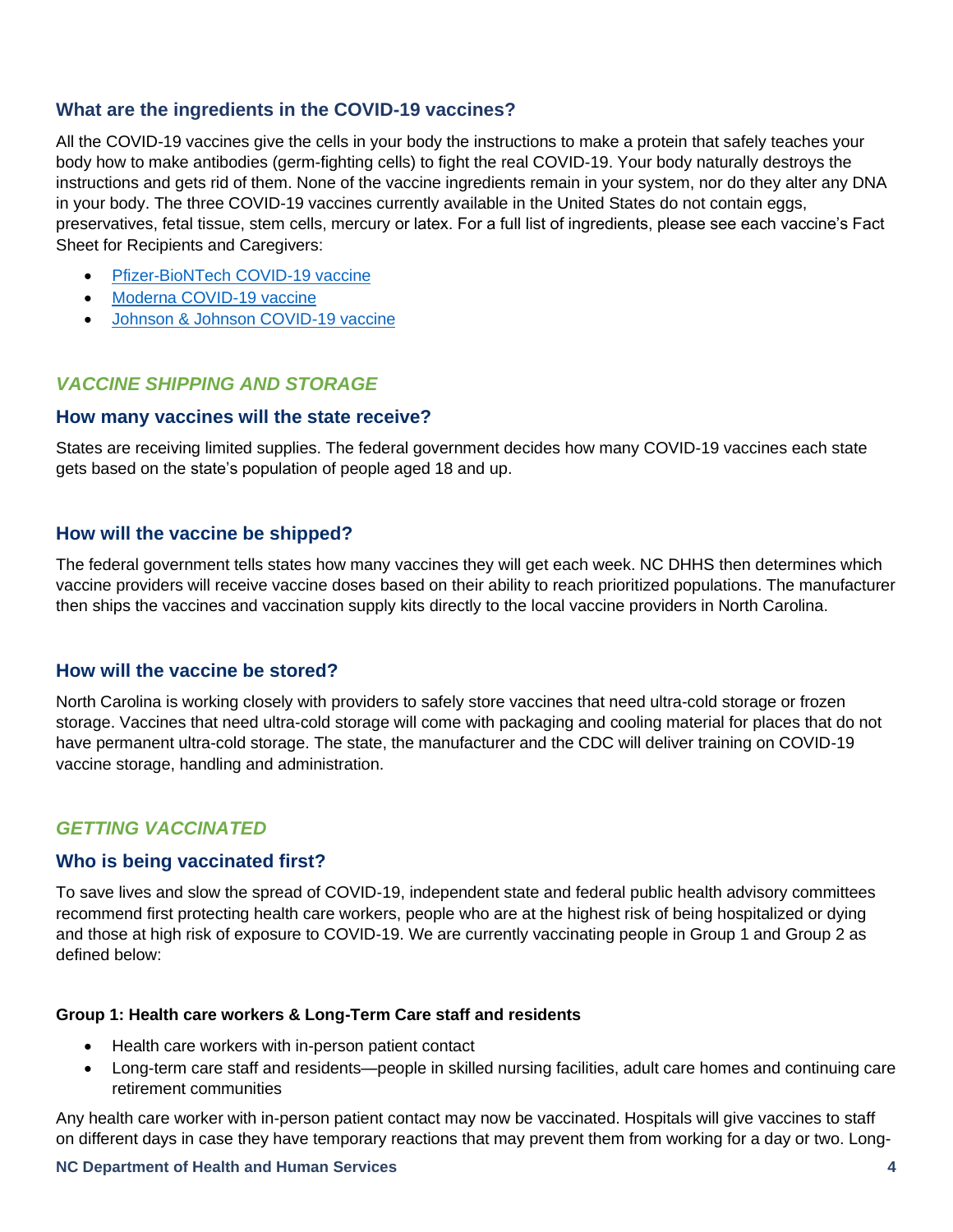### What are the ingredients in the COVID-19 vaccines?

All the COVID-19 vaccines give the cells in your body the instructions to make a protein that safely teaches your body how to make antibodies (germ-fighting cells) to fight the real COVID-19. Your body naturally destroys the instructions and gets rid of them. None of the vaccine ingredients remain in your system, nor do they alter any DNA in your body. The three COVID-19 vaccines currently available in the United States do not contain eggs, preservatives, fetal tissue, stem cells, mercury or latex. For a full list of ingredients, please see each vaccine's Fact Sheet for Recipients and Caregivers:

- Pfizer-BioNTech COVID-19 vaccine
- Moderna COVID-19 vaccine
- Johnson & Johnson COVID-19 vaccine

## *VACCINE SHIPPING AND STORAGE*

### How many vaccines will the state receive?

States are receiving limited supplies. The federal government decides how many COVID-19 vaccines each state gets based on the state's population of people aged 18 and up.

### How will the vaccine be shipped?

The federal government tells states how many vaccines they will get each week. NC DHHS then determines which vaccine providers will receive vaccine doses based on their ability to reach prioritized populations. The manufacturer then ships the vaccines and vaccination supply kits directly to the local vaccine providers in North Carolina.

### How will the vaccine be stored?

North Carolina is working closely with providers to safely store vaccines that need ultra-cold storage or frozen storage. Vaccines that need ultra-cold storage will come with packaging and cooling material for places that do not have permanent ultra-cold storage. The state, the manufacturer and the CDC will deliver training on COVID-19 vaccine storage, handling and administration.

## *GETTING VACCINATED*

### Who is being vaccinated first?

To save lives and slow the spread of COVID-19, independent state and federal public health advisory committees recommend first protecting health care workers, people who are at the highest risk of being hospitalized or dying and those at high risk of exposure to COVID-19. We are currently vaccinating people in Group 1 and Group 2 as defined below:

**Group 1: Health care workers & Long-Term Care staff and residents**

- Health care workers with in-person patient contact
- Long-term care staff and residents—people in skilled nursing facilities, adult care homes and continuing care retirement communities

Any health care worker with in-person patient contact may now be vaccinated. Hospitals will give vaccines to staff on different days in case they have temporary reactions that may prevent them from working for a day or two. Long-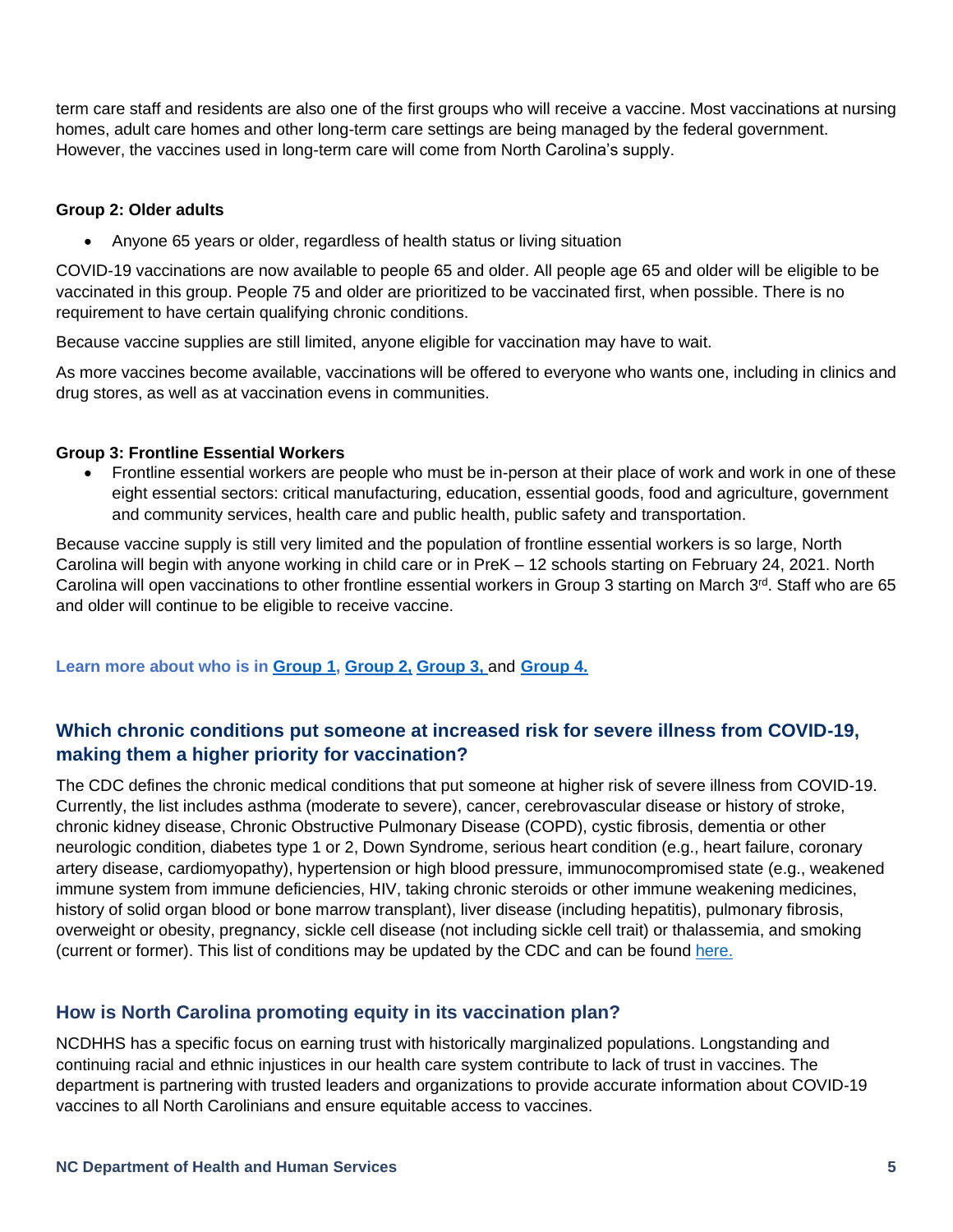term care staff and residents are also one of the first groups who will receive a vaccine. Most vaccinations at nursing homes, adult care homes and other long-term care settings are being managed by the federal government. However, the vaccines used in long-term care will come from North Carolina's supply.

**Group 2: Older adults**

- Anyone 65 years or older, regardless of health status or living situation

COVID-19 vaccinations are now available to people 65 and older. All people age 65 and older will be eligible to be vaccinated in this group. People 75 and older are prioritized to be vaccinated first, when possible. There is no requirement to have certain qualifying chronic conditions.

Because vaccine supplies are still limited, anyone eligible for vaccination may have to wait.

As more vaccines become available, vaccinations will be offered to everyone who wants one, including in clinics and drug stores, as well as at vaccination evens in communities.

**Group 3: Frontline Essential Workers**

- Frontline essential workers are people who must be in-person at their place of work and work in one of these eight essential sectors: critical manufacturing, education, essential goods, food and agriculture, government and community services, health care and public health, public safety and transportation.

Because vaccine supply is still very limited and the population of frontline essential workers is so large, North Carolina will begin with anyone working in child care or in PreK – 12 schools starting on February 24, 2021. North Carolina will open vaccinations to other frontline essential workers in Group 3 starting on March 3rd. Staff who are 65 and older will continue to be eligible to receive vaccine.

**Learn more about who is in [Group 1](), [Group 2](), [Group 3]() and [Group 4]().**

## Which chronic conditions put someone at increased risk for severe illness from COVID-19, making them a higher priority for vaccination?

The CDC defines the chronic medical conditions that put someone at higher risk of severe illness from COVID-19. Currently, the list includes asthma (moderate to severe), cancer, cerebrovascular disease or history of stroke, chronic kidney disease, Chronic Obstructive Pulmonary Disease (COPD), cystic fibrosis, dementia or other neurologic condition, diabetes type 1 or 2, Down Syndrome, serious heart condition (e.g., heart failure, coronary artery disease, cardiomyopathy), hypertension or high blood pressure, immunocompromised state (e.g., weakened immune system from immune deficiencies, HIV, taking chronic steroids or other immune weakening medicines, history of solid organ blood or bone marrow transplant), liver disease (including hepatitis), pulmonary fibrosis, overweight or obesity, pregnancy, sickle cell disease (not including sickle cell trait) or thalassemia, and smoking (current or former). This list of conditions may be updated by the CDC and can be found [here.]()

## How is North Carolina promoting equity in its vaccination plan?

NCDHHS has a specific focus on earning trust with historically marginalized populations. Longstanding and continuing racial and ethnic injustices in our health care system contribute to lack of trust in vaccines. The department is partnering with trusted leaders and organizations to provide accurate information about COVID-19 vaccines to all North Carolinians and ensure equitable access to vaccines.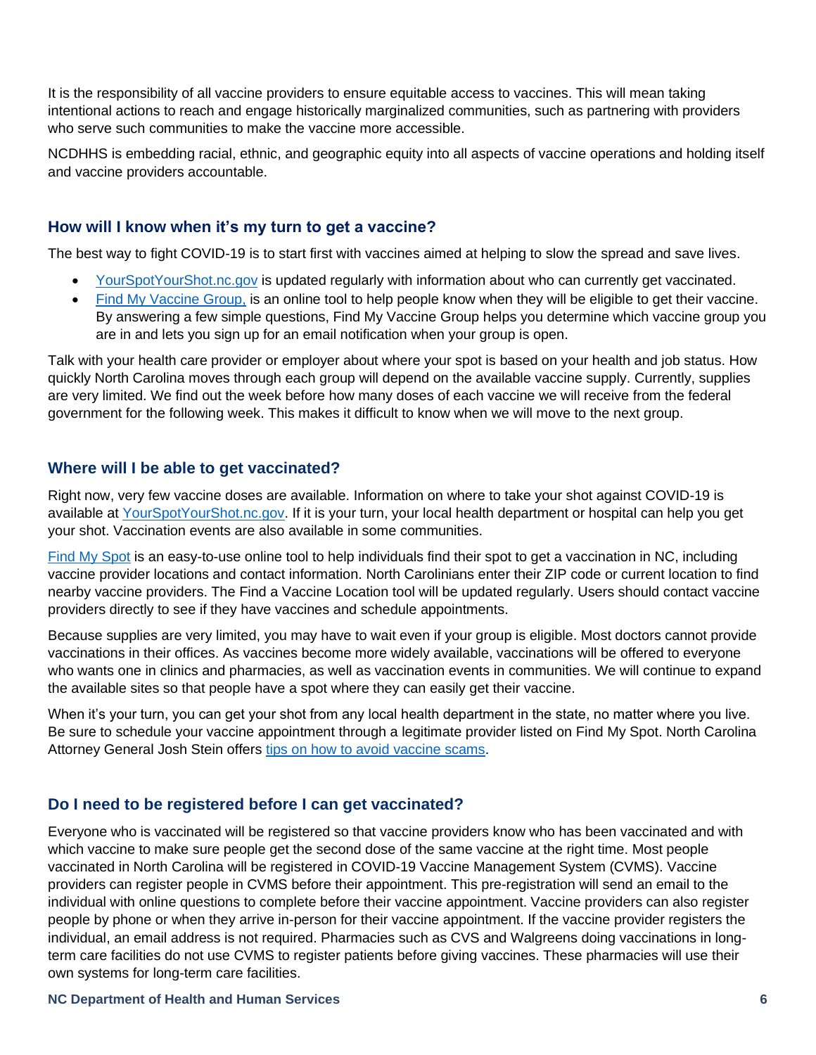It is the responsibility of all vaccine providers to ensure equitable access to vaccines. This will mean taking intentional actions to reach and engage historically marginalized communities, such as partnering with providers who serve such communities to make the vaccine more accessible.

NCDHHS is embedding racial, ethnic, and geographic equity into all aspects of vaccine operations and holding itself and vaccine providers accountable.

## How will I know when it's my turn to get a vaccine?

The best way to fight COVID-19 is to start first with vaccines aimed at helping to slow the spread and save lives.

- YourSpotYourShot.nc.gov is updated regularly with information about who can currently get vaccinated.
- Find My Vaccine Group, is an online tool to help people know when they will be eligible to get their vaccine. By answering a few simple questions, Find My Vaccine Group helps you determine which vaccine group you are in and lets you sign up for an email notification when your group is open.

Talk with your health care provider or employer about where your spot is based on your health and job status. How quickly North Carolina moves through each group will depend on the available vaccine supply. Currently, supplies are very limited. We find out the week before how many doses of each vaccine we will receive from the federal government for the following week. This makes it difficult to know when we will move to the next group.

## Where will I be able to get vaccinated?

Right now, very few vaccine doses are available. Information on where to take your shot against COVID-19 is available at YourSpotYourShot.nc.gov. If it is your turn, your local health department or hospital can help you get your shot. Vaccination events are also available in some communities.

Find My Spot is an easy-to-use online tool to help individuals find their spot to get a vaccination in NC, including vaccine provider locations and contact information. North Carolinians enter their ZIP code or current location to find nearby vaccine providers. The Find a Vaccine Location tool will be updated regularly. Users should contact vaccine providers directly to see if they have vaccines and schedule appointments.

Because supplies are very limited, you may have to wait even if your group is eligible. Most doctors cannot provide vaccinations in their offices. As vaccines become more widely available, vaccinations will be offered to everyone who wants one in clinics and pharmacies, as well as vaccination events in communities. We will continue to expand the available sites so that people have a spot where they can easily get their vaccine.

When it's your turn, you can get your shot from any local health department in the state, no matter where you live. Be sure to schedule your vaccine appointment through a legitimate provider listed on Find My Spot. North Carolina Attorney General Josh Stein offers tips on how to avoid vaccine scams.

## Do I need to be registered before I can get vaccinated?

Everyone who is vaccinated will be registered so that vaccine providers know who has been vaccinated and with which vaccine to make sure people get the second dose of the same vaccine at the right time. Most people vaccinated in North Carolina will be registered in COVID-19 Vaccine Management System (CVMS). Vaccine providers can register people in CVMS before their appointment. This pre-registration will send an email to the individual with online questions to complete before their vaccine appointment. Vaccine providers can also register people by phone or when they arrive in-person for their vaccine appointment. If the vaccine provider registers the individual, an email address is not required. Pharmacies such as CVS and Walgreens doing vaccinations in long-term care facilities do not use CVMS to register patients before giving vaccines. These pharmacies will use their own systems for long-term care facilities.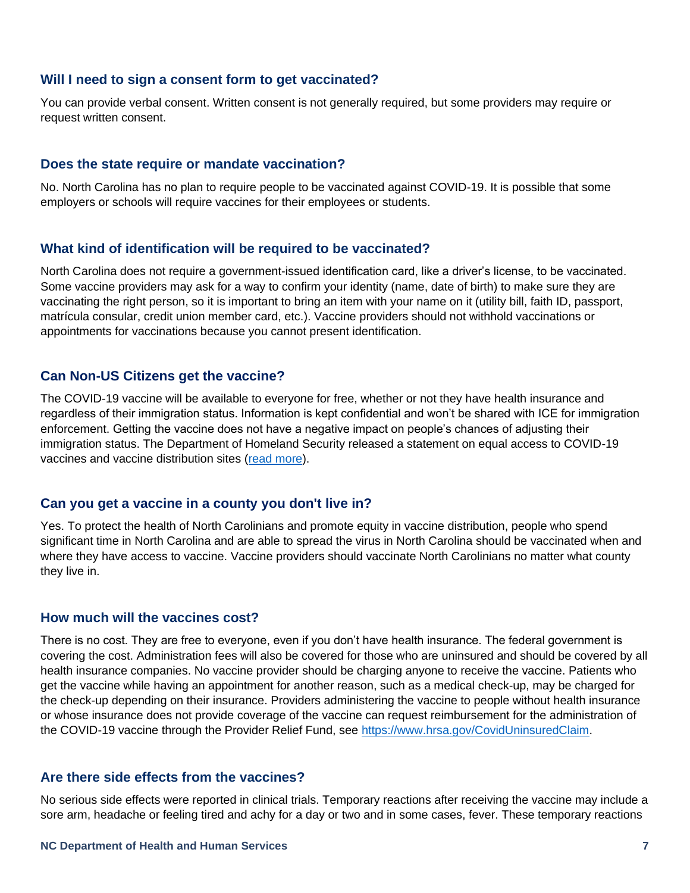### Will I need to sign a consent form to get vaccinated?

You can provide verbal consent. Written consent is not generally required, but some providers may require or request written consent.

### Does the state require or mandate vaccination?

No. North Carolina has no plan to require people to be vaccinated against COVID-19. It is possible that some employers or schools will require vaccines for their employees or students.

### What kind of identification will be required to be vaccinated?

North Carolina does not require a government-issued identification card, like a driver's license, to be vaccinated. Some vaccine providers may ask for a way to confirm your identity (name, date of birth) to make sure they are vaccinating the right person, so it is important to bring an item with your name on it (utility bill, faith ID, passport, matrícula consular, credit union member card, etc.). Vaccine providers should not withhold vaccinations or appointments for vaccinations because you cannot present identification.

### Can Non-US Citizens get the vaccine?

The COVID-19 vaccine will be available to everyone for free, whether or not they have health insurance and regardless of their immigration status. Information is kept confidential and won't be shared with ICE for immigration enforcement. Getting the vaccine does not have a negative impact on people's chances of adjusting their immigration status. The Department of Homeland Security released a statement on equal access to COVID-19 vaccines and vaccine distribution sites (read more).

### Can you get a vaccine in a county you don't live in?

Yes. To protect the health of North Carolinians and promote equity in vaccine distribution, people who spend significant time in North Carolina and are able to spread the virus in North Carolina should be vaccinated when and where they have access to vaccine. Vaccine providers should vaccinate North Carolinians no matter what county they live in.

### How much will the vaccines cost?

There is no cost. They are free to everyone, even if you don't have health insurance. The federal government is covering the cost. Administration fees will also be covered for those who are uninsured and should be covered by all health insurance companies. No vaccine provider should be charging anyone to receive the vaccine. Patients who get the vaccine while having an appointment for another reason, such as a medical check-up, may be charged for the check-up depending on their insurance. Providers administering the vaccine to people without health insurance or whose insurance does not provide coverage of the vaccine can request reimbursement for the administration of the COVID-19 vaccine through the Provider Relief Fund, see https://www.hrsa.gov/CovidUninsuredClaim.

### Are there side effects from the vaccines?

No serious side effects were reported in clinical trials. Temporary reactions after receiving the vaccine may include a sore arm, headache or feeling tired and achy for a day or two and in some cases, fever. These temporary reactions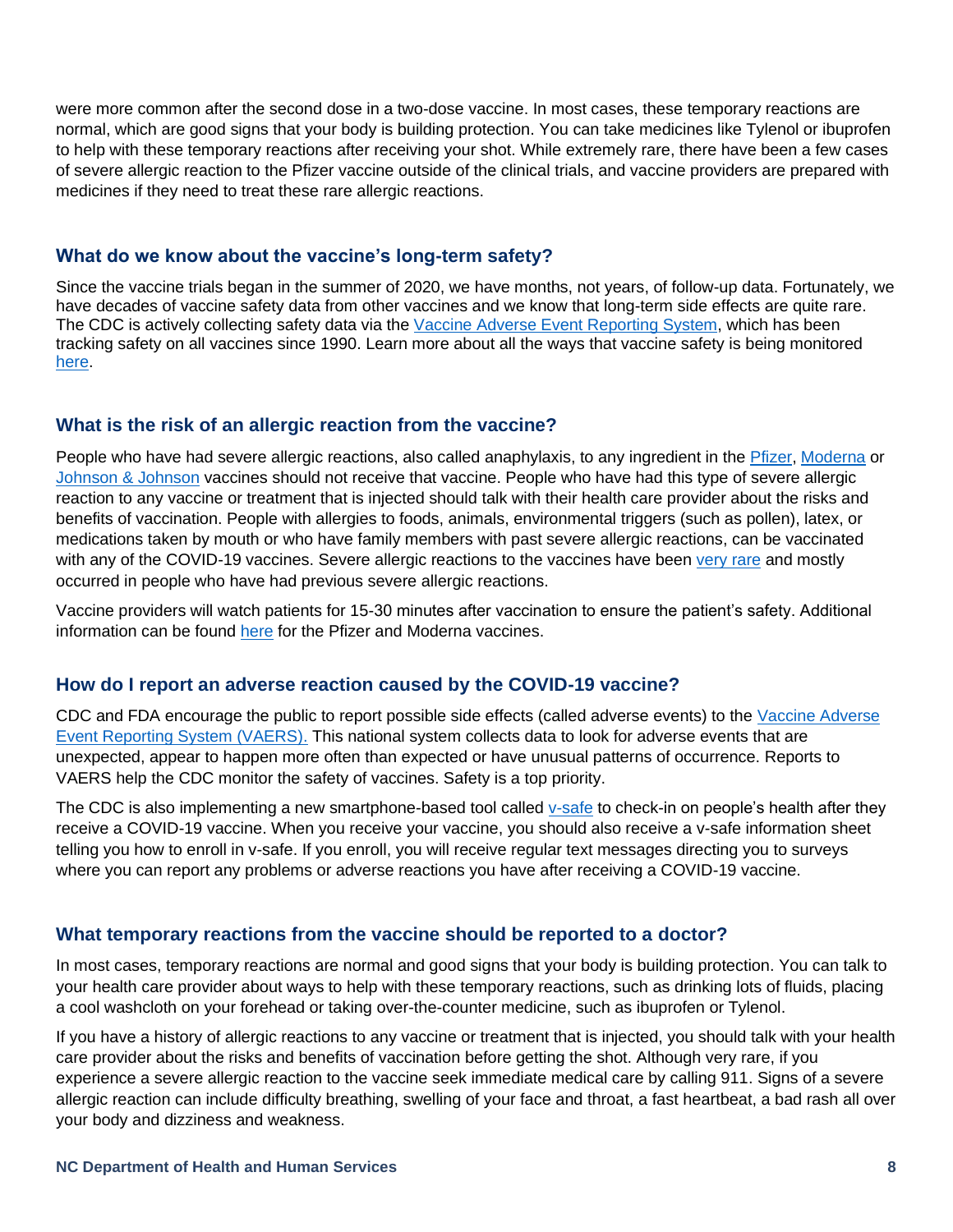were more common after the second dose in a two-dose vaccine. In most cases, these temporary reactions are normal, which are good signs that your body is building protection. You can take medicines like Tylenol or ibuprofen to help with these temporary reactions after receiving your shot. While extremely rare, there have been a few cases of severe allergic reaction to the Pfizer vaccine outside of the clinical trials, and vaccine providers are prepared with medicines if they need to treat these rare allergic reactions.

### What do we know about the vaccine's long-term safety?

Since the vaccine trials began in the summer of 2020, we have months, not years, of follow-up data. Fortunately, we have decades of vaccine safety data from other vaccines and we know that long-term side effects are quite rare. The CDC is actively collecting safety data via the Vaccine Adverse Event Reporting System, which has been tracking safety on all vaccines since 1990. Learn more about all the ways that vaccine safety is being monitored here.

### What is the risk of an allergic reaction from the vaccine?

People who have had severe allergic reactions, also called anaphylaxis, to any ingredient in the Pfizer, Moderna or Johnson & Johnson vaccines should not receive that vaccine. People who have had this type of severe allergic reaction to any vaccine or treatment that is injected should talk with their health care provider about the risks and benefits of vaccination. People with allergies to foods, animals, environmental triggers (such as pollen), latex, or medications taken by mouth or who have family members with past severe allergic reactions, can be vaccinated with any of the COVID-19 vaccines. Severe allergic reactions to the vaccines have been very rare and mostly occurred in people who have had previous severe allergic reactions.

Vaccine providers will watch patients for 15-30 minutes after vaccination to ensure the patient's safety. Additional information can be found here for the Pfizer and Moderna vaccines.

### How do I report an adverse reaction caused by the COVID-19 vaccine?

CDC and FDA encourage the public to report possible side effects (called adverse events) to the Vaccine Adverse Event Reporting System (VAERS). This national system collects data to look for adverse events that are unexpected, appear to happen more often than expected or have unusual patterns of occurrence. Reports to VAERS help the CDC monitor the safety of vaccines. Safety is a top priority.

The CDC is also implementing a new smartphone-based tool called v-safe to check-in on people's health after they receive a COVID-19 vaccine. When you receive your vaccine, you should also receive a v-safe information sheet telling you how to enroll in v-safe. If you enroll, you will receive regular text messages directing you to surveys where you can report any problems or adverse reactions you have after receiving a COVID-19 vaccine.

### What temporary reactions from the vaccine should be reported to a doctor?

In most cases, temporary reactions are normal and good signs that your body is building protection. You can talk to your health care provider about ways to help with these temporary reactions, such as drinking lots of fluids, placing a cool washcloth on your forehead or taking over-the-counter medicine, such as ibuprofen or Tylenol.

If you have a history of allergic reactions to any vaccine or treatment that is injected, you should talk with your health care provider about the risks and benefits of vaccination before getting the shot. Although very rare, if you experience a severe allergic reaction to the vaccine seek immediate medical care by calling 911. Signs of a severe allergic reaction can include difficulty breathing, swelling of your face and throat, a fast heartbeat, a bad rash all over your body and dizziness and weakness.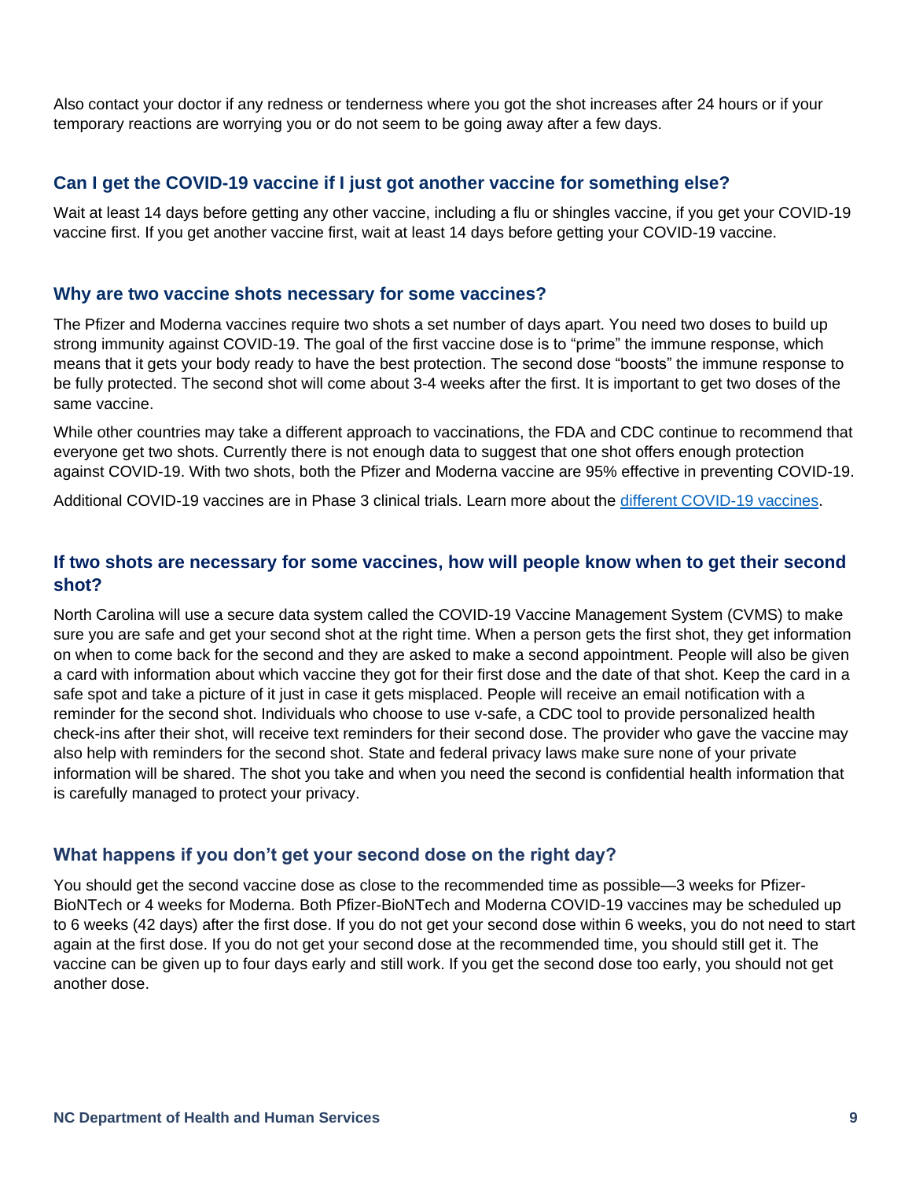Also contact your doctor if any redness or tenderness where you got the shot increases after 24 hours or if your temporary reactions are worrying you or do not seem to be going away after a few days.

### Can I get the COVID-19 vaccine if I just got another vaccine for something else?

Wait at least 14 days before getting any other vaccine, including a flu or shingles vaccine, if you get your COVID-19 vaccine first. If you get another vaccine first, wait at least 14 days before getting your COVID-19 vaccine.

### Why are two vaccine shots necessary for some vaccines?

The Pfizer and Moderna vaccines require two shots a set number of days apart. You need two doses to build up strong immunity against COVID-19. The goal of the first vaccine dose is to "prime" the immune response, which means that it gets your body ready to have the best protection. The second dose "boosts" the immune response to be fully protected. The second shot will come about 3-4 weeks after the first. It is important to get two doses of the same vaccine.

While other countries may take a different approach to vaccinations, the FDA and CDC continue to recommend that everyone get two shots. Currently there is not enough data to suggest that one shot offers enough protection against COVID-19. With two shots, both the Pfizer and Moderna vaccine are 95% effective in preventing COVID-19.

Additional COVID-19 vaccines are in Phase 3 clinical trials. Learn more about the [different COVID-19 vaccines](different COVID-19 vaccines).

### If two shots are necessary for some vaccines, how will people know when to get their second shot?

North Carolina will use a secure data system called the COVID-19 Vaccine Management System (CVMS) to make sure you are safe and get your second shot at the right time. When a person gets the first shot, they get information on when to come back for the second and they are asked to make a second appointment. People will also be given a card with information about which vaccine they got for their first dose and the date of that shot. Keep the card in a safe spot and take a picture of it just in case it gets misplaced. People will receive an email notification with a reminder for the second shot. Individuals who choose to use v-safe, a CDC tool to provide personalized health check-ins after their shot, will receive text reminders for their second dose. The provider who gave the vaccine may also help with reminders for the second shot. State and federal privacy laws make sure none of your private information will be shared. The shot you take and when you need the second is confidential health information that is carefully managed to protect your privacy.

### What happens if you don't get your second dose on the right day?

You should get the second vaccine dose as close to the recommended time as possible—3 weeks for Pfizer-BioNTech or 4 weeks for Moderna. Both Pfizer-BioNTech and Moderna COVID-19 vaccines may be scheduled up to 6 weeks (42 days) after the first dose. If you do not get your second dose within 6 weeks, you do not need to start again at the first dose. If you do not get your second dose at the recommended time, you should still get it. The vaccine can be given up to four days early and still work. If you get the second dose too early, you should not get another dose.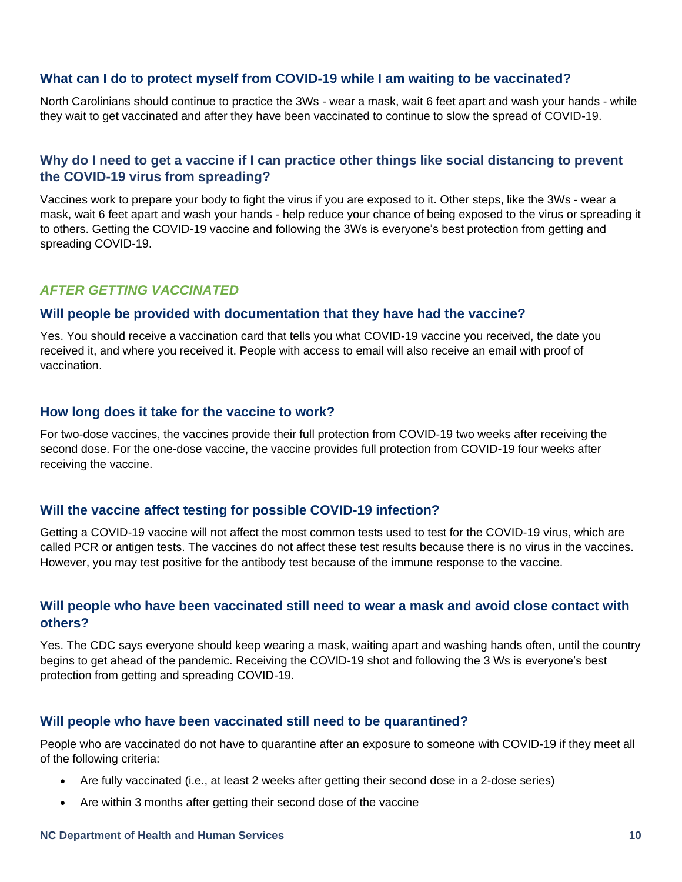### What can I do to protect myself from COVID-19 while I am waiting to be vaccinated?

North Carolinians should continue to practice the 3Ws - wear a mask, wait 6 feet apart and wash your hands - while they wait to get vaccinated and after they have been vaccinated to continue to slow the spread of COVID-19.

### Why do I need to get a vaccine if I can practice other things like social distancing to prevent the COVID-19 virus from spreading?

Vaccines work to prepare your body to fight the virus if you are exposed to it. Other steps, like the 3Ws - wear a mask, wait 6 feet apart and wash your hands - help reduce your chance of being exposed to the virus or spreading it to others. Getting the COVID-19 vaccine and following the 3Ws is everyone's best protection from getting and spreading COVID-19.

## *AFTER GETTING VACCINATED*

### Will people be provided with documentation that they have had the vaccine?

Yes. You should receive a vaccination card that tells you what COVID-19 vaccine you received, the date you received it, and where you received it. People with access to email will also receive an email with proof of vaccination.

### How long does it take for the vaccine to work?

For two-dose vaccines, the vaccines provide their full protection from COVID-19 two weeks after receiving the second dose. For the one-dose vaccine, the vaccine provides full protection from COVID-19 four weeks after receiving the vaccine.

### Will the vaccine affect testing for possible COVID-19 infection?

Getting a COVID-19 vaccine will not affect the most common tests used to test for the COVID-19 virus, which are called PCR or antigen tests. The vaccines do not affect these test results because there is no virus in the vaccines. However, you may test positive for the antibody test because of the immune response to the vaccine.

### Will people who have been vaccinated still need to wear a mask and avoid close contact with others?

Yes. The CDC says everyone should keep wearing a mask, waiting apart and washing hands often, until the country begins to get ahead of the pandemic. Receiving the COVID-19 shot and following the 3 Ws is everyone's best protection from getting and spreading COVID-19.

### Will people who have been vaccinated still need to be quarantined?

People who are vaccinated do not have to quarantine after an exposure to someone with COVID-19 if they meet all of the following criteria:

- Are fully vaccinated (i.e., at least 2 weeks after getting their second dose in a 2-dose series)
- Are within 3 months after getting their second dose of the vaccine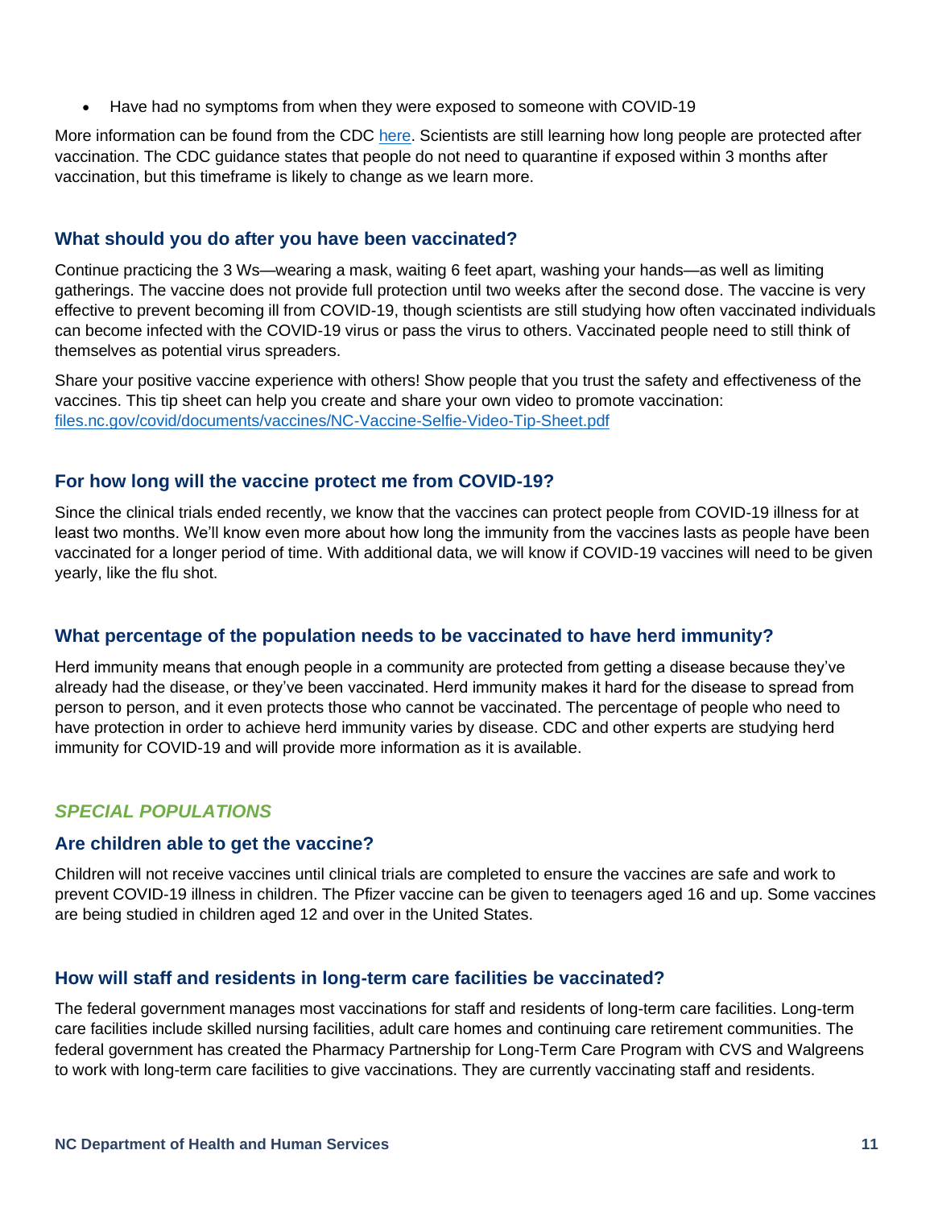- Have had no symptoms from when they were exposed to someone with COVID-19

More information can be found from the CDC [here](). Scientists are still learning how long people are protected after vaccination. The CDC guidance states that people do not need to quarantine if exposed within 3 months after vaccination, but this timeframe is likely to change as we learn more.

### What should you do after you have been vaccinated?

Continue practicing the 3 Ws—wearing a mask, waiting 6 feet apart, washing your hands—as well as limiting gatherings. The vaccine does not provide full protection until two weeks after the second dose. The vaccine is very effective to prevent becoming ill from COVID-19, though scientists are still studying how often vaccinated individuals can become infected with the COVID-19 virus or pass the virus to others. Vaccinated people need to still think of themselves as potential virus spreaders.

Share your positive vaccine experience with others! Show people that you trust the safety and effectiveness of the vaccines. This tip sheet can help you create and share your own video to promote vaccination: [files.nc.gov/covid/documents/vaccines/NC-Vaccine-Selfie-Video-Tip-Sheet.pdf](files.nc.gov/covid/documents/vaccines/NC-Vaccine-Selfie-Video-Tip-Sheet.pdf)

### For how long will the vaccine protect me from COVID-19?

Since the clinical trials ended recently, we know that the vaccines can protect people from COVID-19 illness for at least two months. We'll know even more about how long the immunity from the vaccines lasts as people have been vaccinated for a longer period of time. With additional data, we will know if COVID-19 vaccines will need to be given yearly, like the flu shot.

### What percentage of the population needs to be vaccinated to have herd immunity?

Herd immunity means that enough people in a community are protected from getting a disease because they've already had the disease, or they've been vaccinated. Herd immunity makes it hard for the disease to spread from person to person, and it even protects those who cannot be vaccinated. The percentage of people who need to have protection in order to achieve herd immunity varies by disease. CDC and other experts are studying herd immunity for COVID-19 and will provide more information as it is available.

## *SPECIAL POPULATIONS*

### Are children able to get the vaccine?

Children will not receive vaccines until clinical trials are completed to ensure the vaccines are safe and work to prevent COVID-19 illness in children. The Pfizer vaccine can be given to teenagers aged 16 and up. Some vaccines are being studied in children aged 12 and over in the United States.

### How will staff and residents in long-term care facilities be vaccinated?

The federal government manages most vaccinations for staff and residents of long-term care facilities. Long-term care facilities include skilled nursing facilities, adult care homes and continuing care retirement communities. The federal government has created the Pharmacy Partnership for Long-Term Care Program with CVS and Walgreens to work with long-term care facilities to give vaccinations. They are currently vaccinating staff and residents.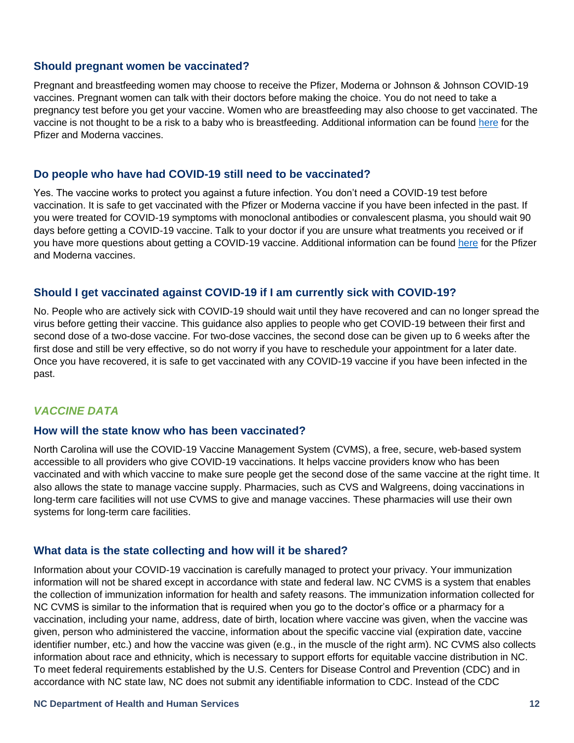### Should pregnant women be vaccinated?

Pregnant and breastfeeding women may choose to receive the Pfizer, Moderna or Johnson & Johnson COVID-19 vaccines. Pregnant women can talk with their doctors before making the choice. You do not need to take a pregnancy test before you get your vaccine. Women who are breastfeeding may also choose to get vaccinated. The vaccine is not thought to be a risk to a baby who is breastfeeding. Additional information can be found here for the Pfizer and Moderna vaccines.

### Do people who have had COVID-19 still need to be vaccinated?

Yes. The vaccine works to protect you against a future infection. You don't need a COVID-19 test before vaccination. It is safe to get vaccinated with the Pfizer or Moderna vaccine if you have been infected in the past. If you were treated for COVID-19 symptoms with monoclonal antibodies or convalescent plasma, you should wait 90 days before getting a COVID-19 vaccine. Talk to your doctor if you are unsure what treatments you received or if you have more questions about getting a COVID-19 vaccine. Additional information can be found here for the Pfizer and Moderna vaccines.

### Should I get vaccinated against COVID-19 if I am currently sick with COVID-19?

No. People who are actively sick with COVID-19 should wait until they have recovered and can no longer spread the virus before getting their vaccine. This guidance also applies to people who get COVID-19 between their first and second dose of a two-dose vaccine. For two-dose vaccines, the second dose can be given up to 6 weeks after the first dose and still be very effective, so do not worry if you have to reschedule your appointment for a later date. Once you have recovered, it is safe to get vaccinated with any COVID-19 vaccine if you have been infected in the past.

## *VACCINE DATA*

### How will the state know who has been vaccinated?

North Carolina will use the COVID-19 Vaccine Management System (CVMS), a free, secure, web-based system accessible to all providers who give COVID-19 vaccinations. It helps vaccine providers know who has been vaccinated and with which vaccine to make sure people get the second dose of the same vaccine at the right time. It also allows the state to manage vaccine supply. Pharmacies, such as CVS and Walgreens, doing vaccinations in long-term care facilities will not use CVMS to give and manage vaccines. These pharmacies will use their own systems for long-term care facilities.

### What data is the state collecting and how will it be shared?

Information about your COVID-19 vaccination is carefully managed to protect your privacy. Your immunization information will not be shared except in accordance with state and federal law. NC CVMS is a system that enables the collection of immunization information for health and safety reasons. The immunization information collected for NC CVMS is similar to the information that is required when you go to the doctor's office or a pharmacy for a vaccination, including your name, address, date of birth, location where vaccine was given, when the vaccine was given, person who administered the vaccine, information about the specific vaccine vial (expiration date, vaccine identifier number, etc.) and how the vaccine was given (e.g., in the muscle of the right arm). NC CVMS also collects information about race and ethnicity, which is necessary to support efforts for equitable vaccine distribution in NC. To meet federal requirements established by the U.S. Centers for Disease Control and Prevention (CDC) and in accordance with NC state law, NC does not submit any identifiable information to CDC. Instead of the CDC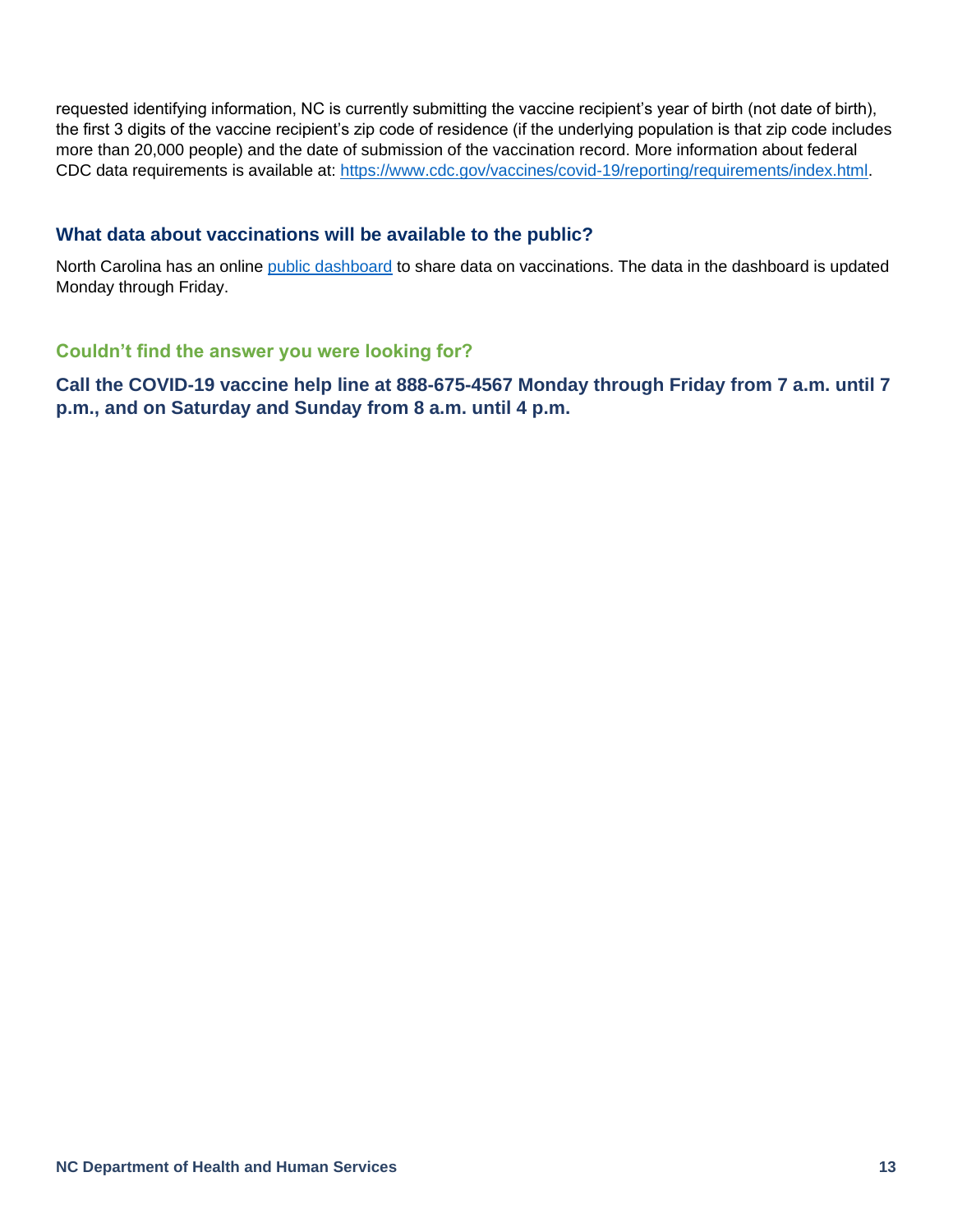requested identifying information, NC is currently submitting the vaccine recipient's year of birth (not date of birth), the first 3 digits of the vaccine recipient's zip code of residence (if the underlying population is that zip code includes more than 20,000 people) and the date of submission of the vaccination record. More information about federal CDC data requirements is available at: [https://www.cdc.gov/vaccines/covid-19/reporting/requirements/index.html](https://www.cdc.gov/vaccines/covid-19/reporting/requirements/index.html).

### What data about vaccinations will be available to the public?

North Carolina has an online [public dashboard](#) to share data on vaccinations. The data in the dashboard is updated Monday through Friday.

### Couldn't find the answer you were looking for?

**Call the COVID-19 vaccine help line at 888-675-4567 Monday through Friday from 7 a.m. until 7 p.m., and on Saturday and Sunday from 8 a.m. until 4 p.m.**